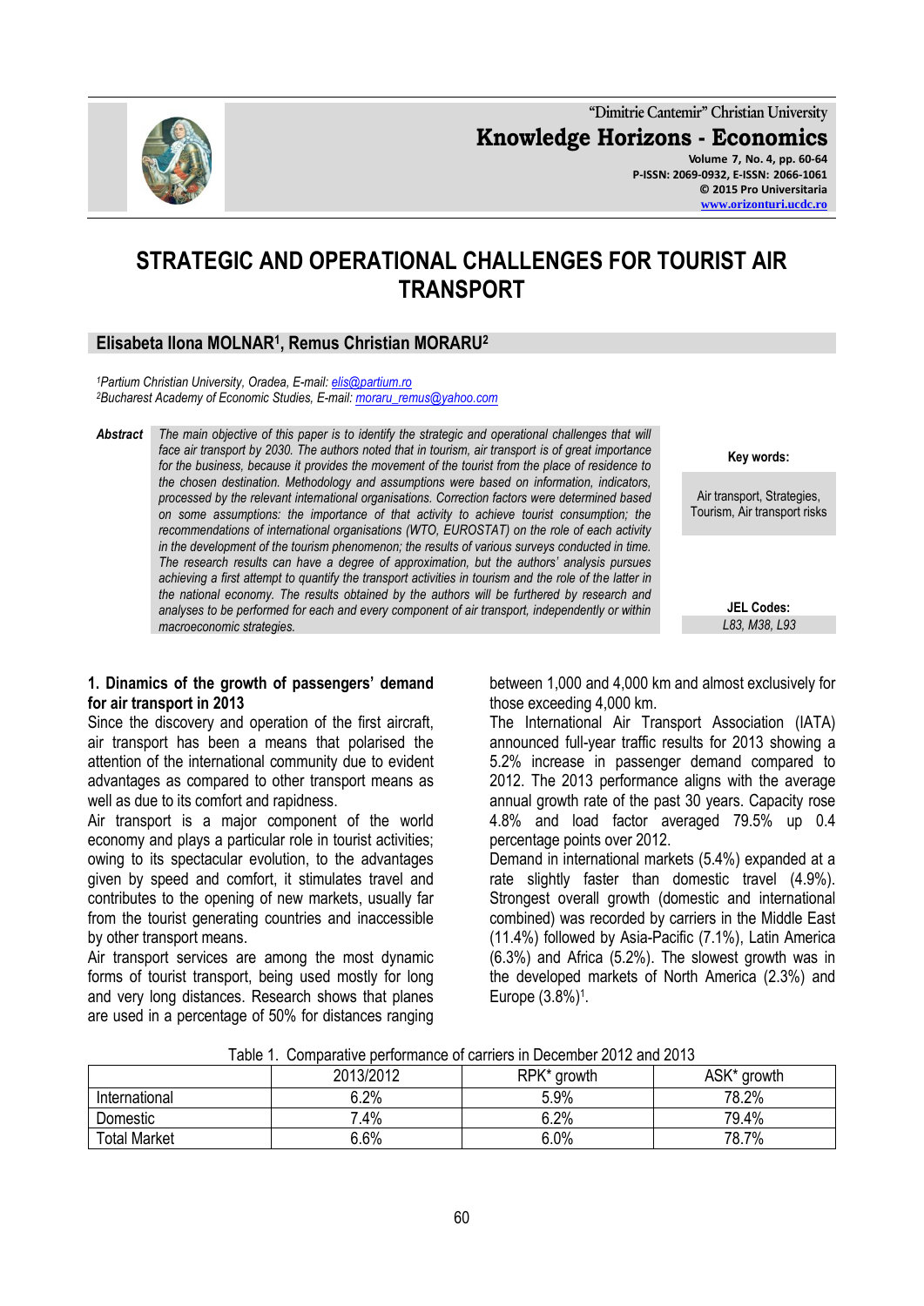"Dimitrie Cantemir" Christian University

**Knowledge Horizons - Economics**

Volume 7, No. 4, pp. 60-64
P-ISSN: 2069-0932, E-ISSN: 2066-1061
© 2015 Pro Universitaria
www.orizonturi.ucdc.ro

# STRATEGIC AND OPERATIONAL CHALLENGES FOR TOURIST AIR TRANSPORT

**Elisabeta Ilona MOLNAR[1], Remus Christian MORARU[2]**

*[1]Partium Christian University, Oradea, E-mail: elis@partium.ro*
*[2]Bucharest Academy of Economic Studies, E-mail: moraru_remus@yahoo.com*

***Abstract*** *The main objective of this paper is to identify the strategic and operational challenges that will face air transport by 2030. The authors noted that in tourism, air transport is of great importance for the business, because it provides the movement of the tourist from the place of residence to the chosen destination. Methodology and assumptions were based on information, indicators, processed by the relevant international organisations. Correction factors were determined based on some assumptions: the importance of that activity to achieve tourist consumption; the recommendations of international organisations (WTO, EUROSTAT) on the role of each activity in the development of the tourism phenomenon; the results of various surveys conducted in time. The research results can have a degree of approximation, but the authors' analysis pursues achieving a first attempt to quantify the transport activities in tourism and the role of the latter in the national economy. The results obtained by the authors will be furthered by research and analyses to be performed for each and every component of air transport, independently or within macroeconomic strategies.*

**Key words:**

Air transport, Strategies, Tourism, Air transport risks

**JEL Codes:**

*L83, M38, L93*

## 1. Dinamics of the growth of passengers' demand for air transport in 2013

Since the discovery and operation of the first aircraft, air transport has been a means that polarised the attention of the international community due to evident advantages as compared to other transport means as well as due to its comfort and rapidness.

Air transport is a major component of the world economy and plays a particular role in tourist activities; owing to its spectacular evolution, to the advantages given by speed and comfort, it stimulates travel and contributes to the opening of new markets, usually far from the tourist generating countries and inaccessible by other transport means.

Air transport services are among the most dynamic forms of tourist transport, being used mostly for long and very long distances. Research shows that planes are used in a percentage of 50% for distances ranging between 1,000 and 4,000 km and almost exclusively for those exceeding 4,000 km.

The International Air Transport Association (IATA) announced full-year traffic results for 2013 showing a 5.2% increase in passenger demand compared to 2012. The 2013 performance aligns with the average annual growth rate of the past 30 years. Capacity rose 4.8% and load factor averaged 79.5% up 0.4 percentage points over 2012.

Demand in international markets (5.4%) expanded at a rate slightly faster than domestic travel (4.9%). Strongest overall growth (domestic and international combined) was recorded by carriers in the Middle East (11.4%) followed by Asia-Pacific (7.1%), Latin America (6.3%) and Africa (5.2%). The slowest growth was in the developed markets of North America (2.3%) and Europe (3.8%)[1].

Table 1. Comparative performance of carriers in December 2012 and 2013

| | 2013/2012 | RPK* growth | ASK* growth |
|---|---|---|---|
| International | 6.2% | 5.9% | 78.2% |
| Domestic | 7.4% | 6.2% | 79.4% |
| Total Market | 6.6% | 6.0% | 78.7% |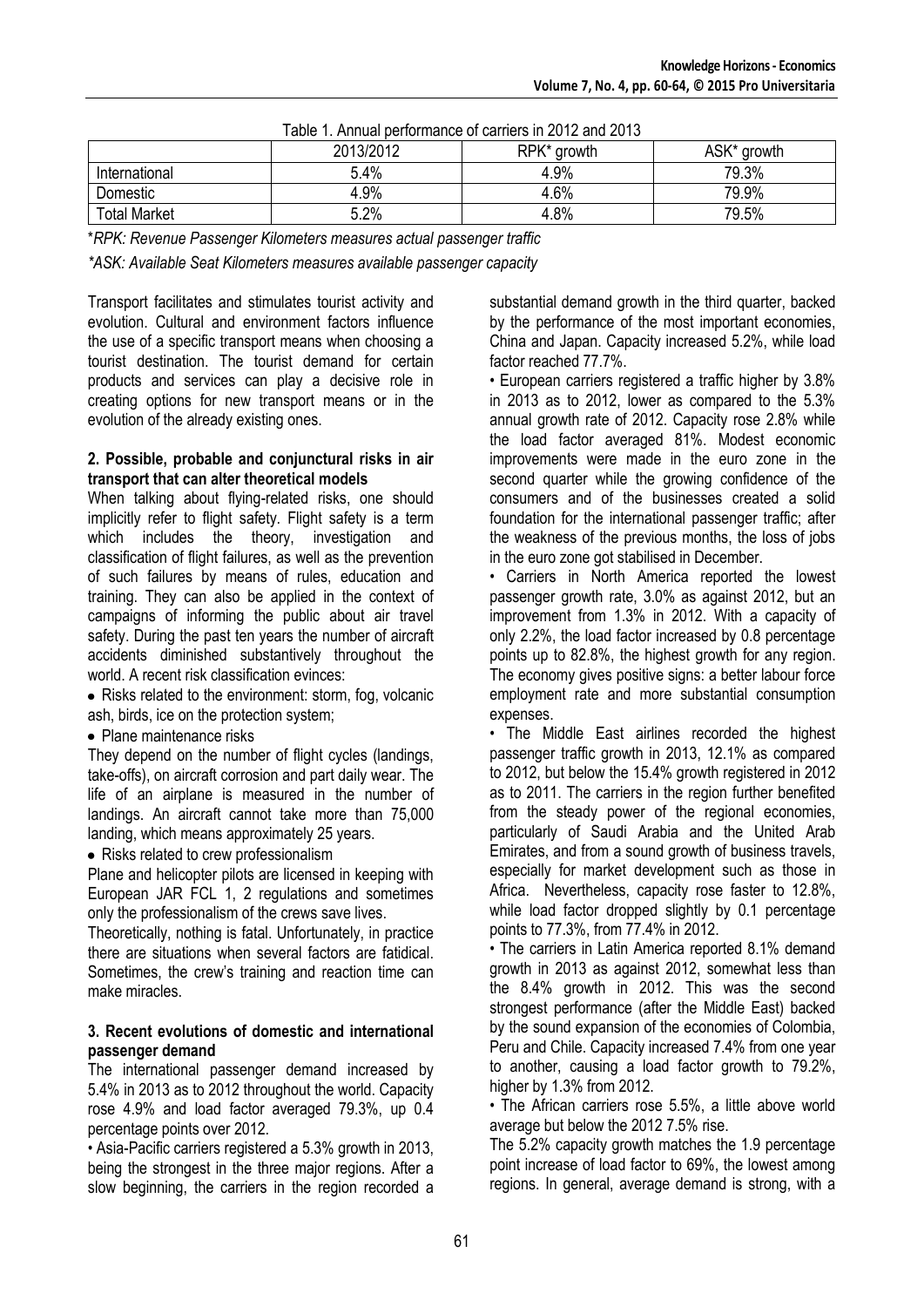Table 1. Annual performance of carriers in 2012 and 2013

| | 2013/2012 | RPK* growth | ASK* growth |
|---|---|---|---|
| International | 5.4% | 4.9% | 79.3% |
| Domestic | 4.9% | 4.6% | 79.9% |
| Total Market | 5.2% | 4.8% | 79.5% |

**RPK: Revenue Passenger Kilometers measures actual passenger traffic*

**ASK: Available Seat Kilometers measures available passenger capacity*

Transport facilitates and stimulates tourist activity and evolution. Cultural and environment factors influence the use of a specific transport means when choosing a tourist destination. The tourist demand for certain products and services can play a decisive role in creating options for new transport means or in the evolution of the already existing ones.

**2. Possible, probable and conjunctural risks in air transport that can alter theoretical models**

When talking about flying-related risks, one should implicitly refer to flight safety. Flight safety is a term which includes the theory, investigation and classification of flight failures, as well as the prevention of such failures by means of rules, education and training. They can also be applied in the context of campaigns of informing the public about air travel safety. During the past ten years the number of aircraft accidents diminished substantively throughout the world. A recent risk classification evinces:

- Risks related to the environment: storm, fog, volcanic ash, birds, ice on the protection system;
- Plane maintenance risks

They depend on the number of flight cycles (landings, take-offs), on aircraft corrosion and part daily wear. The life of an airplane is measured in the number of landings. An aircraft cannot take more than 75,000 landing, which means approximately 25 years.

- Risks related to crew professionalism

Plane and helicopter pilots are licensed in keeping with European JAR FCL 1, 2 regulations and sometimes only the professionalism of the crews save lives.

Theoretically, nothing is fatal. Unfortunately, in practice there are situations when several factors are fatidical. Sometimes, the crew's training and reaction time can make miracles.

**3. Recent evolutions of domestic and international passenger demand**

The international passenger demand increased by 5.4% in 2013 as to 2012 throughout the world. Capacity rose 4.9% and load factor averaged 79.3%, up 0.4 percentage points over 2012.

- Asia-Pacific carriers registered a 5.3% growth in 2013, being the strongest in the three major regions. After a slow beginning, the carriers in the region recorded a substantial demand growth in the third quarter, backed by the performance of the most important economies, China and Japan. Capacity increased 5.2%, while load factor reached 77.7%.
- European carriers registered a traffic higher by 3.8% in 2013 as to 2012, lower as compared to the 5.3% annual growth rate of 2012. Capacity rose 2.8% while the load factor averaged 81%. Modest economic improvements were made in the euro zone in the second quarter while the growing confidence of the consumers and of the businesses created a solid foundation for the international passenger traffic; after the weakness of the previous months, the loss of jobs in the euro zone got stabilised in December.
- Carriers in North America reported the lowest passenger growth rate, 3.0% as against 2012, but an improvement from 1.3% in 2012. With a capacity of only 2.2%, the load factor increased by 0.8 percentage points up to 82.8%, the highest growth for any region. The economy gives positive signs: a better labour force employment rate and more substantial consumption expenses.
- The Middle East airlines recorded the highest passenger traffic growth in 2013, 12.1% as compared to 2012, but below the 15.4% growth registered in 2012 as to 2011. The carriers in the region further benefited from the steady power of the regional economies, particularly of Saudi Arabia and the United Arab Emirates, and from a sound growth of business travels, especially for market development such as those in Africa. Nevertheless, capacity rose faster to 12.8%, while load factor dropped slightly by 0.1 percentage points to 77.3%, from 77.4% in 2012.
- The carriers in Latin America reported 8.1% demand growth in 2013 as against 2012, somewhat less than the 8.4% growth in 2012. This was the second strongest performance (after the Middle East) backed by the sound expansion of the economies of Colombia, Peru and Chile. Capacity increased 7.4% from one year to another, causing a load factor growth to 79.2%, higher by 1.3% from 2012.
- The African carriers rose 5.5%, a little above world average but below the 2012 7.5% rise.

The 5.2% capacity growth matches the 1.9 percentage point increase of load factor to 69%, the lowest among regions. In general, average demand is strong, with a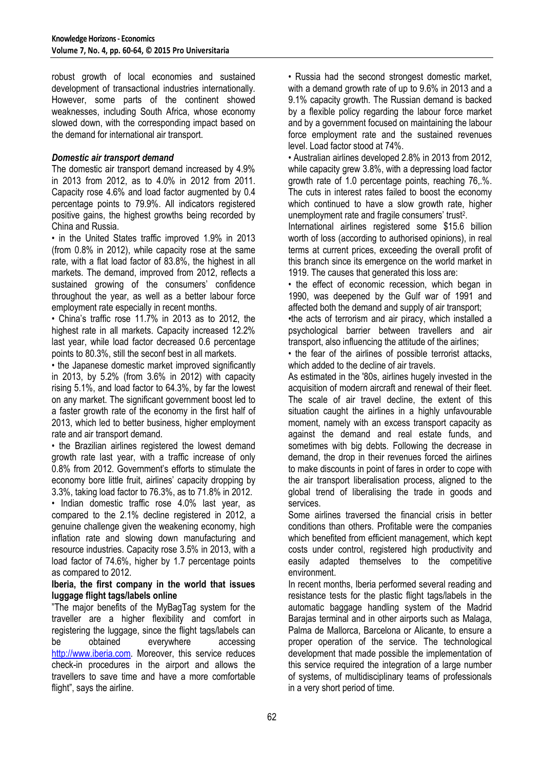robust growth of local economies and sustained development of transactional industries internationally. However, some parts of the continent showed weaknesses, including South Africa, whose economy slowed down, with the corresponding impact based on the demand for international air transport.

***Domestic air transport demand***

The domestic air transport demand increased by 4.9% in 2013 from 2012, as to 4.0% in 2012 from 2011. Capacity rose 4.6% and load factor augmented by 0.4 percentage points to 79.9%. All indicators registered positive gains, the highest growths being recorded by China and Russia.

- in the United States traffic improved 1.9% in 2013 (from 0.8% in 2012), while capacity rose at the same rate, with a flat load factor of 83.8%, the highest in all markets. The demand, improved from 2012, reflects a sustained growing of the consumers' confidence throughout the year, as well as a better labour force employment rate especially in recent months.
- China's traffic rose 11.7% in 2013 as to 2012, the highest rate in all markets. Capacity increased 12.2% last year, while load factor decreased 0.6 percentage points to 80.3%, still the seconf best in all markets.
- the Japanese domestic market improved significantly in 2013, by 5.2% (from 3.6% in 2012) with capacity rising 5.1%, and load factor to 64.3%, by far the lowest on any market. The significant government boost led to a faster growth rate of the economy in the first half of 2013, which led to better business, higher employment rate and air transport demand.
- the Brazilian airlines registered the lowest demand growth rate last year, with a traffic increase of only 0.8% from 2012. Government's efforts to stimulate the economy bore little fruit, airlines' capacity dropping by 3.3%, taking load factor to 76.3%, as to 71.8% in 2012.
- Indian domestic traffic rose 4.0% last year, as compared to the 2.1% decline registered in 2012, a genuine challenge given the weakening economy, high inflation rate and slowing down manufacturing and resource industries. Capacity rose 3.5% in 2013, with a load factor of 74.6%, higher by 1.7 percentage points as compared to 2012.

**Iberia, the first company in the world that issues luggage flight tags/labels online**

"The major benefits of the MyBagTag system for the traveller are a higher flexibility and comfort in registering the luggage, since the flight tags/labels can be obtained everywhere accessing http://www.iberia.com. Moreover, this service reduces check-in procedures in the airport and allows the travellers to save time and have a more comfortable flight", says the airline.

- Russia had the second strongest domestic market, with a demand growth rate of up to 9.6% in 2013 and a 9.1% capacity growth. The Russian demand is backed by a flexible policy regarding the labour force market and by a government focused on maintaining the labour force employment rate and the sustained revenues level. Load factor stood at 74%.
- Australian airlines developed 2.8% in 2013 from 2012, while capacity grew 3.8%, with a depressing load factor growth rate of 1.0 percentage points, reaching 76,.%. The cuts in interest rates failed to boost the economy which continued to have a slow growth rate, higher unemployment rate and fragile consumers' trust[2].

International airlines registered some $15.6 billion worth of loss (according to authorised opinions), in real terms at current prices, exceeding the overall profit of this branch since its emergence on the world market in 1919. The causes that generated this loss are:

- the effect of economic recession, which began in 1990, was deepened by the Gulf war of 1991 and affected both the demand and supply of air transport;
- the acts of terrorism and air piracy, which installed a psychological barrier between travellers and air transport, also influencing the attitude of the airlines;
- the fear of the airlines of possible terrorist attacks, which added to the decline of air travels.

As estimated in the '80s, airlines hugely invested in the acquisition of modern aircraft and renewal of their fleet. The scale of air travel decline, the extent of this situation caught the airlines in a highly unfavourable moment, namely with an excess transport capacity as against the demand and real estate funds, and sometimes with big debts. Following the decrease in demand, the drop in their revenues forced the airlines to make discounts in point of fares in order to cope with the air transport liberalisation process, aligned to the global trend of liberalising the trade in goods and services.

Some airlines traversed the financial crisis in better conditions than others. Profitable were the companies which benefited from efficient management, which kept costs under control, registered high productivity and easily adapted themselves to the competitive environment.

In recent months, Iberia performed several reading and resistance tests for the plastic flight tags/labels in the automatic baggage handling system of the Madrid Barajas terminal and in other airports such as Malaga, Palma de Mallorca, Barcelona or Alicante, to ensure a proper operation of the service. The technological development that made possible the implementation of this service required the integration of a large number of systems, of multidisciplinary teams of professionals in a very short period of time.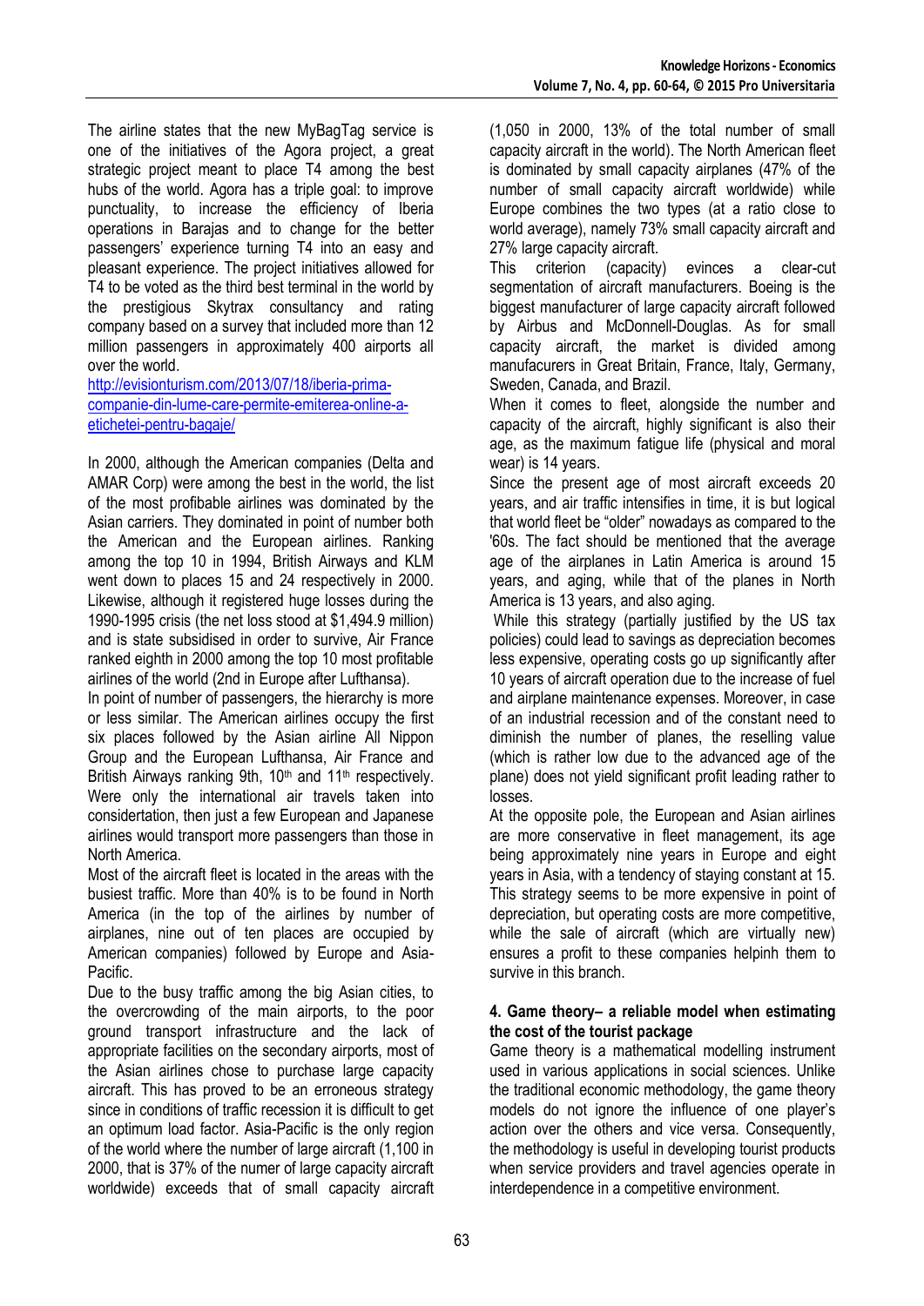The airline states that the new MyBagTag service is one of the initiatives of the Agora project, a great strategic project meant to place T4 among the best hubs of the world. Agora has a triple goal: to improve punctuality, to increase the efficiency of Iberia operations in Barajas and to change for the better passengers' experience turning T4 into an easy and pleasant experience. The project initiatives allowed for T4 to be voted as the third best terminal in the world by the prestigious Skytrax consultancy and rating company based on a survey that included more than 12 million passengers in approximately 400 airports all over the world.
http://evisionturism.com/2013/07/18/iberia-prima-companie-din-lume-care-permite-emiterea-online-a-etichetei-pentru-bagaje/

In 2000, although the American companies (Delta and AMAR Corp) were among the best in the world, the list of the most profibable airlines was dominated by the Asian carriers. They dominated in point of number both the American and the European airlines. Ranking among the top 10 in 1994, British Airways and KLM went down to places 15 and 24 respectively in 2000. Likewise, although it registered huge losses during the 1990-1995 crisis (the net loss stood at $1,494.9 million) and is state subsidised in order to survive, Air France ranked eighth in 2000 among the top 10 most profitable airlines of the world (2nd in Europe after Lufthansa).

In point of number of passengers, the hierarchy is more or less similar. The American airlines occupy the first six places followed by the Asian airline All Nippon Group and the European Lufthansa, Air France and British Airways ranking 9th, 10th and 11th respectively. Were only the international air travels taken into considertation, then just a few European and Japanese airlines would transport more passengers than those in North America.

Most of the aircraft fleet is located in the areas with the busiest traffic. More than 40% is to be found in North America (in the top of the airlines by number of airplanes, nine out of ten places are occupied by American companies) followed by Europe and Asia-Pacific.

Due to the busy traffic among the big Asian cities, to the overcrowding of the main airports, to the poor ground transport infrastructure and the lack of appropriate facilities on the secondary airports, most of the Asian airlines chose to purchase large capacity aircraft. This has proved to be an erroneous strategy since in conditions of traffic recession it is difficult to get an optimum load factor. Asia-Pacific is the only region of the world where the number of large aircraft (1,100 in 2000, that is 37% of the numer of large capacity aircraft worldwide) exceeds that of small capacity aircraft (1,050 in 2000, 13% of the total number of small capacity aircraft in the world). The North American fleet is dominated by small capacity airplanes (47% of the number of small capacity aircraft worldwide) while Europe combines the two types (at a ratio close to world average), namely 73% small capacity aircraft and 27% large capacity aircraft.

This criterion (capacity) evinces a clear-cut segmentation of aircraft manufacturers. Boeing is the biggest manufacturer of large capacity aircraft followed by Airbus and McDonnell-Douglas. As for small capacity aircraft, the market is divided among manufacurers in Great Britain, France, Italy, Germany, Sweden, Canada, and Brazil.

When it comes to fleet, alongside the number and capacity of the aircraft, highly significant is also their age, as the maximum fatigue life (physical and moral wear) is 14 years.

Since the present age of most aircraft exceeds 20 years, and air traffic intensifies in time, it is but logical that world fleet be "older" nowadays as compared to the '60s. The fact should be mentioned that the average age of the airplanes in Latin America is around 15 years, and aging, while that of the planes in North America is 13 years, and also aging.

While this strategy (partially justified by the US tax policies) could lead to savings as depreciation becomes less expensive, operating costs go up significantly after 10 years of aircraft operation due to the increase of fuel and airplane maintenance expenses. Moreover, in case of an industrial recession and of the constant need to diminish the number of planes, the reselling value (which is rather low due to the advanced age of the plane) does not yield significant profit leading rather to losses.

At the opposite pole, the European and Asian airlines are more conservative in fleet management, its age being approximately nine years in Europe and eight years in Asia, with a tendency of staying constant at 15. This strategy seems to be more expensive in point of depreciation, but operating costs are more competitive, while the sale of aircraft (which are virtually new) ensures a profit to these companies helpinh them to survive in this branch.

### 4. Game theory– a reliable model when estimating the cost of the tourist package

Game theory is a mathematical modelling instrument used in various applications in social sciences. Unlike the traditional economic methodology, the game theory models do not ignore the influence of one player's action over the others and vice versa. Consequently, the methodology is useful in developing tourist products when service providers and travel agencies operate in interdependence in a competitive environment.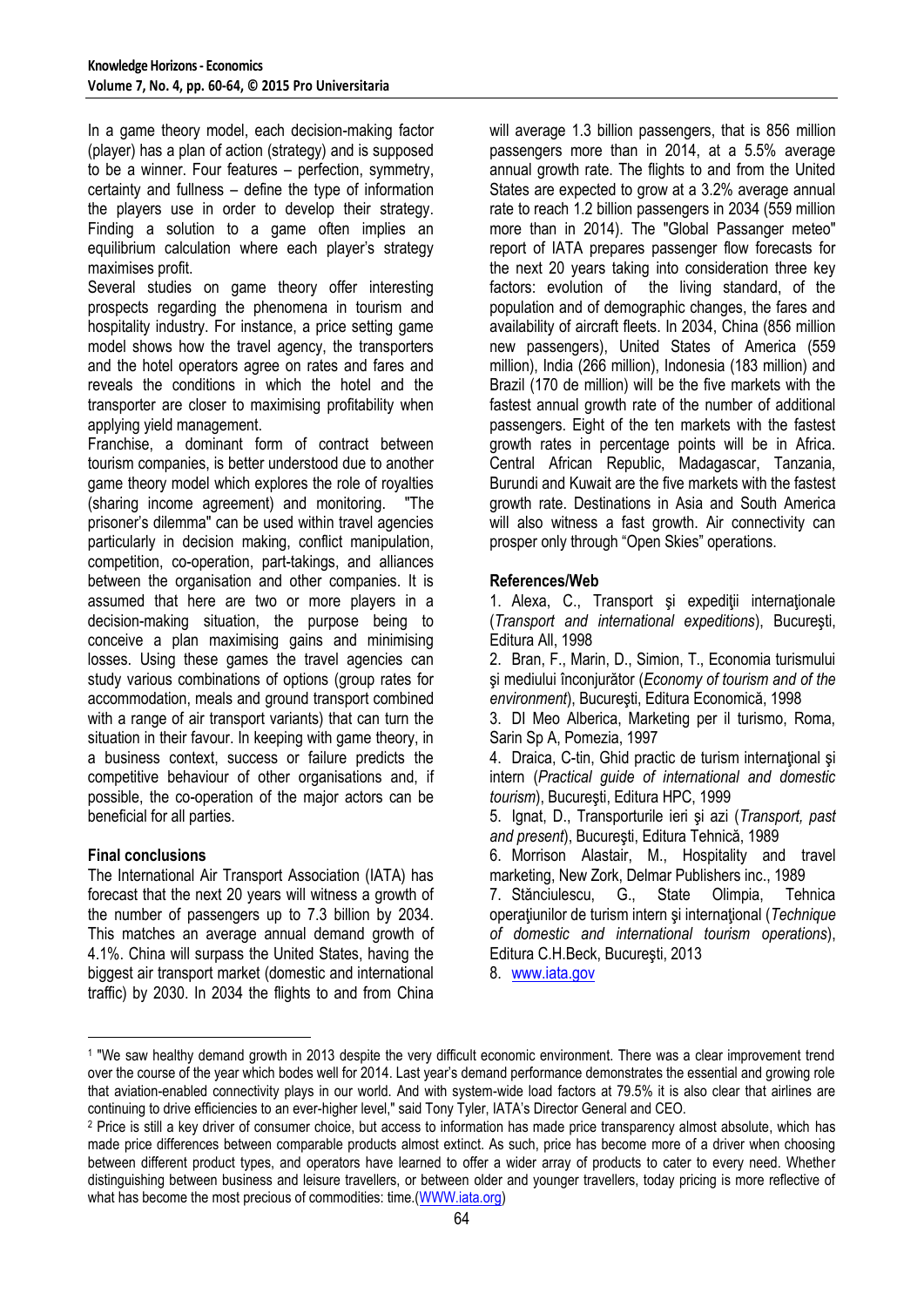In a game theory model, each decision-making factor (player) has a plan of action (strategy) and is supposed to be a winner. Four features – perfection, symmetry, certainty and fullness – define the type of information the players use in order to develop their strategy. Finding a solution to a game often implies an equilibrium calculation where each player's strategy maximises profit.

Several studies on game theory offer interesting prospects regarding the phenomena in tourism and hospitality industry. For instance, a price setting game model shows how the travel agency, the transporters and the hotel operators agree on rates and fares and reveals the conditions in which the hotel and the transporter are closer to maximising profitability when applying yield management.

Franchise, a dominant form of contract between tourism companies, is better understood due to another game theory model which explores the role of royalties (sharing income agreement) and monitoring. "The prisoner's dilemma" can be used within travel agencies particularly in decision making, conflict manipulation, competition, co-operation, part-takings, and alliances between the organisation and other companies. It is assumed that here are two or more players in a decision-making situation, the purpose being to conceive a plan maximising gains and minimising losses. Using these games the travel agencies can study various combinations of options (group rates for accommodation, meals and ground transport combined with a range of air transport variants) that can turn the situation in their favour. In keeping with game theory, in a business context, success or failure predicts the competitive behaviour of other organisations and, if possible, the co-operation of the major actors can be beneficial for all parties.

### Final conclusions

The International Air Transport Association (IATA) has forecast that the next 20 years will witness a growth of the number of passengers up to 7.3 billion by 2034. This matches an average annual demand growth of 4.1%. China will surpass the United States, having the biggest air transport market (domestic and international traffic) by 2030. In 2034 the flights to and from China will average 1.3 billion passengers, that is 856 million passengers more than in 2014, at a 5.5% average annual growth rate. The flights to and from the United States are expected to grow at a 3.2% average annual rate to reach 1.2 billion passengers in 2034 (559 million more than in 2014). The "Global Passanger meteo" report of IATA prepares passenger flow forecasts for the next 20 years taking into consideration three key factors: evolution of the living standard, of the population and of demographic changes, the fares and availability of aircraft fleets. In 2034, China (856 million new passengers), United States of America (559 million), India (266 million), Indonesia (183 million) and Brazil (170 de million) will be the five markets with the fastest annual growth rate of the number of additional passengers. Eight of the ten markets with the fastest growth rates in percentage points will be in Africa. Central African Republic, Madagascar, Tanzania, Burundi and Kuwait are the five markets with the fastest growth rate. Destinations in Asia and South America will also witness a fast growth. Air connectivity can prosper only through "Open Skies" operations.

### References/Web

1. Alexa, C., Transport şi expediţii internaţionale (*Transport and international expeditions*), Bucureşti, Editura All, 1998
2. Bran, F., Marin, D., Simion, T., Economia turismului şi mediului înconjurător (*Economy of tourism and of the environment*), Bucureşti, Editura Economică, 1998
3. DI Meo Alberica, Marketing per il turismo, Roma, Sarin Sp A, Pomezia, 1997
4. Draica, C-tin, Ghid practic de turism internaţional şi intern (*Practical guide of international and domestic tourism*), Bucureşti, Editura HPC, 1999
5. Ignat, D., Transporturile ieri şi azi (*Transport, past and present*), Bucureşti, Editura Tehnică, 1989
6. Morrison Alastair, M., Hospitality and travel marketing, New Zork, Delmar Publishers inc., 1989
7. Stănciulescu, G., State Olimpia, Tehnica operaţiunilor de turism intern şi internaţional (*Technique of domestic and international tourism operations*), Editura C.H.Beck, Bucureşti, 2013
8. www.iata.gov

---

[1] "We saw healthy demand growth in 2013 despite the very difficult economic environment. There was a clear improvement trend over the course of the year which bodes well for 2014. Last year's demand performance demonstrates the essential and growing role that aviation-enabled connectivity plays in our world. And with system-wide load factors at 79.5% it is also clear that airlines are continuing to drive efficiencies to an ever-higher level," said Tony Tyler, IATA's Director General and CEO.

[2] Price is still a key driver of consumer choice, but access to information has made price transparency almost absolute, which has made price differences between comparable products almost extinct. As such, price has become more of a driver when choosing between different product types, and operators have learned to offer a wider array of products to cater to every need. Whether distinguishing between business and leisure travellers, or between older and younger travellers, today pricing is more reflective of what has become the most precious of commodities: time.(WWW.iata.org)